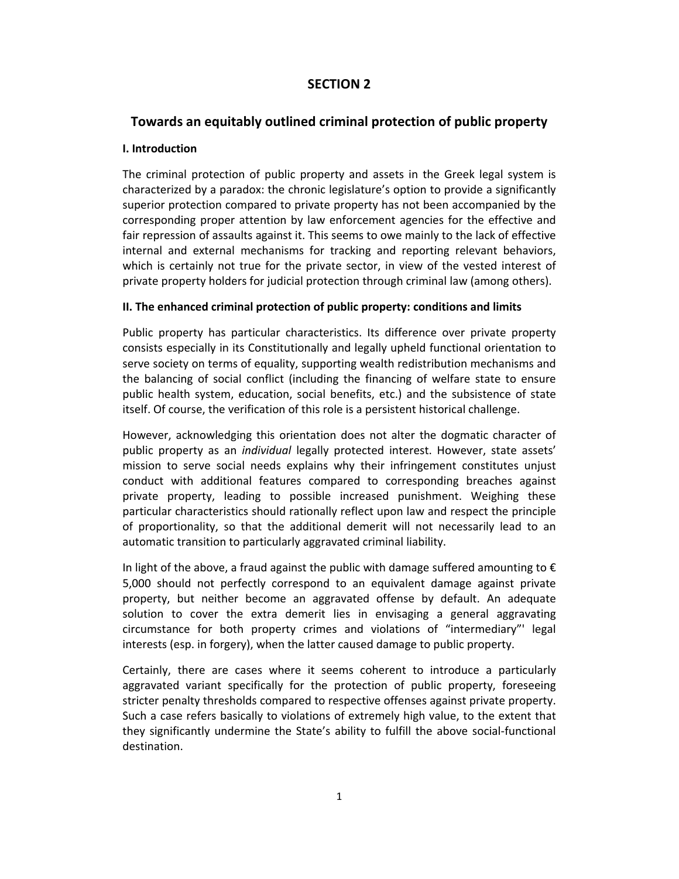# SECTION 2

## Towards an equitably outlined criminal protection of public property

### I. Introduction

The criminal protection of public property and assets in the Greek legal system is characterized by a paradox: the chronic legislature's option to provide a significantly superior protection compared to private property has not been accompanied by the corresponding proper attention by law enforcement agencies for the effective and fair repression of assaults against it. This seems to owe mainly to the lack of effective internal and external mechanisms for tracking and reporting relevant behaviors, which is certainly not true for the private sector, in view of the vested interest of private property holders for judicial protection through criminal law (among others).

### II. The enhanced criminal protection of public property: conditions and limits

Public property has particular characteristics. Its difference over private property consists especially in its Constitutionally and legally upheld functional orientation to serve society on terms of equality, supporting wealth redistribution mechanisms and the balancing of social conflict (including the financing of welfare state to ensure public health system, education, social benefits, etc.) and the subsistence of state itself. Of course, the verification of this role is a persistent historical challenge.

However, acknowledging this orientation does not alter the dogmatic character of public property as an *individual* legally protected interest. However, state assets' mission to serve social needs explains why their infringement constitutes unjust conduct with additional features compared to corresponding breaches against private property, leading to possible increased punishment. Weighing these particular characteristics should rationally reflect upon law and respect the principle of proportionality, so that the additional demerit will not necessarily lead to an automatic transition to particularly aggravated criminal liability.

In light of the above, a fraud against the public with damage suffered amounting to € 5,000 should not perfectly correspond to an equivalent damage against private property, but neither become an aggravated offense by default. An adequate solution to cover the extra demerit lies in envisaging a general aggravating circumstance for both property crimes and violations of "intermediary"' legal interests (esp. in forgery), when the latter caused damage to public property.

Certainly, there are cases where it seems coherent to introduce a particularly aggravated variant specifically for the protection of public property, foreseeing stricter penalty thresholds compared to respective offenses against private property. Such a case refers basically to violations of extremely high value, to the extent that they significantly undermine the State's ability to fulfill the above social-functional destination.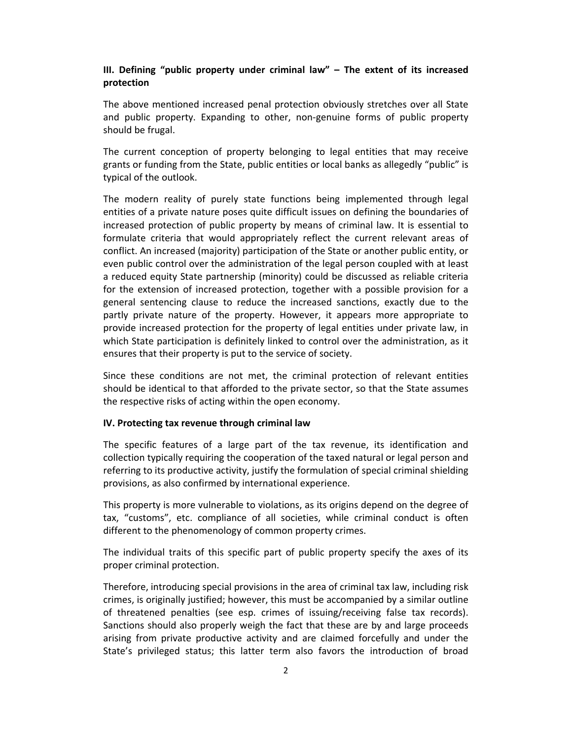**III. Defining "public property under criminal law" – The extent of its increased protection**

The above mentioned increased penal protection obviously stretches over all State and public property. Expanding to other, non-genuine forms of public property should be frugal.

The current conception of property belonging to legal entities that may receive grants or funding from the State, public entities or local banks as allegedly "public" is typical of the outlook.

The modern reality of purely state functions being implemented through legal entities of a private nature poses quite difficult issues on defining the boundaries of increased protection of public property by means of criminal law. It is essential to formulate criteria that would appropriately reflect the current relevant areas of conflict. An increased (majority) participation of the State or another public entity, or even public control over the administration of the legal person coupled with at least a reduced equity State partnership (minority) could be discussed as reliable criteria for the extension of increased protection, together with a possible provision for a general sentencing clause to reduce the increased sanctions, exactly due to the partly private nature of the property. However, it appears more appropriate to provide increased protection for the property of legal entities under private law, in which State participation is definitely linked to control over the administration, as it ensures that their property is put to the service of society.

Since these conditions are not met, the criminal protection of relevant entities should be identical to that afforded to the private sector, so that the State assumes the respective risks of acting within the open economy.

**IV. Protecting tax revenue through criminal law**

The specific features of a large part of the tax revenue, its identification and collection typically requiring the cooperation of the taxed natural or legal person and referring to its productive activity, justify the formulation of special criminal shielding provisions, as also confirmed by international experience.

This property is more vulnerable to violations, as its origins depend on the degree of tax, "customs", etc. compliance of all societies, while criminal conduct is often different to the phenomenology of common property crimes.

The individual traits of this specific part of public property specify the axes of its proper criminal protection.

Therefore, introducing special provisions in the area of criminal tax law, including risk crimes, is originally justified; however, this must be accompanied by a similar outline of threatened penalties (see esp. crimes of issuing/receiving false tax records). Sanctions should also properly weigh the fact that these are by and large proceeds arising from private productive activity and are claimed forcefully and under the State's privileged status; this latter term also favors the introduction of broad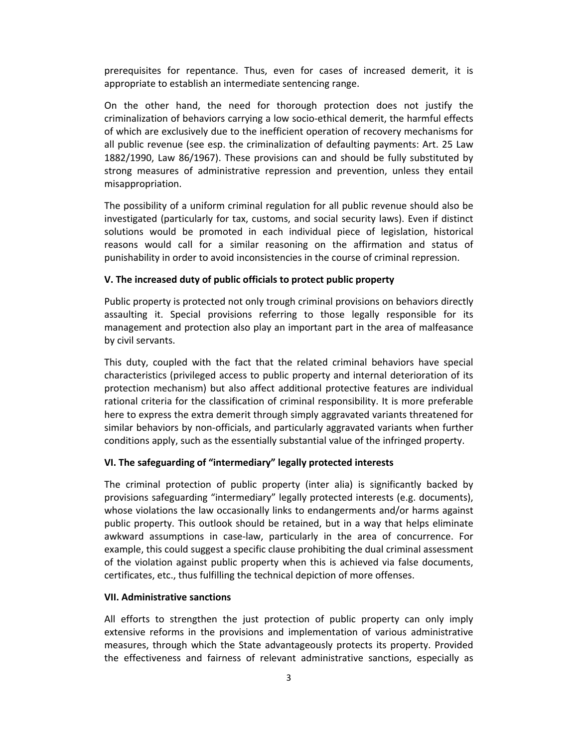prerequisites for repentance. Thus, even for cases of increased demerit, it is appropriate to establish an intermediate sentencing range.

On the other hand, the need for thorough protection does not justify the criminalization of behaviors carrying a low socio-ethical demerit, the harmful effects of which are exclusively due to the inefficient operation of recovery mechanisms for all public revenue (see esp. the criminalization of defaulting payments: Art. 25 Law 1882/1990, Law 86/1967). These provisions can and should be fully substituted by strong measures of administrative repression and prevention, unless they entail misappropriation.

The possibility of a uniform criminal regulation for all public revenue should also be investigated (particularly for tax, customs, and social security laws). Even if distinct solutions would be promoted in each individual piece of legislation, historical reasons would call for a similar reasoning on the affirmation and status of punishability in order to avoid inconsistencies in the course of criminal repression.

### V. The increased duty of public officials to protect public property

Public property is protected not only trough criminal provisions on behaviors directly assaulting it. Special provisions referring to those legally responsible for its management and protection also play an important part in the area of malfeasance by civil servants.

This duty, coupled with the fact that the related criminal behaviors have special characteristics (privileged access to public property and internal deterioration of its protection mechanism) but also affect additional protective features are individual rational criteria for the classification of criminal responsibility. It is more preferable here to express the extra demerit through simply aggravated variants threatened for similar behaviors by non-officials, and particularly aggravated variants when further conditions apply, such as the essentially substantial value of the infringed property.

### VI. The safeguarding of "intermediary" legally protected interests

The criminal protection of public property (inter alia) is significantly backed by provisions safeguarding "intermediary" legally protected interests (e.g. documents), whose violations the law occasionally links to endangerments and/or harms against public property. This outlook should be retained, but in a way that helps eliminate awkward assumptions in case-law, particularly in the area of concurrence. For example, this could suggest a specific clause prohibiting the dual criminal assessment of the violation against public property when this is achieved via false documents, certificates, etc., thus fulfilling the technical depiction of more offenses.

### VII. Administrative sanctions

All efforts to strengthen the just protection of public property can only imply extensive reforms in the provisions and implementation of various administrative measures, through which the State advantageously protects its property. Provided the effectiveness and fairness of relevant administrative sanctions, especially as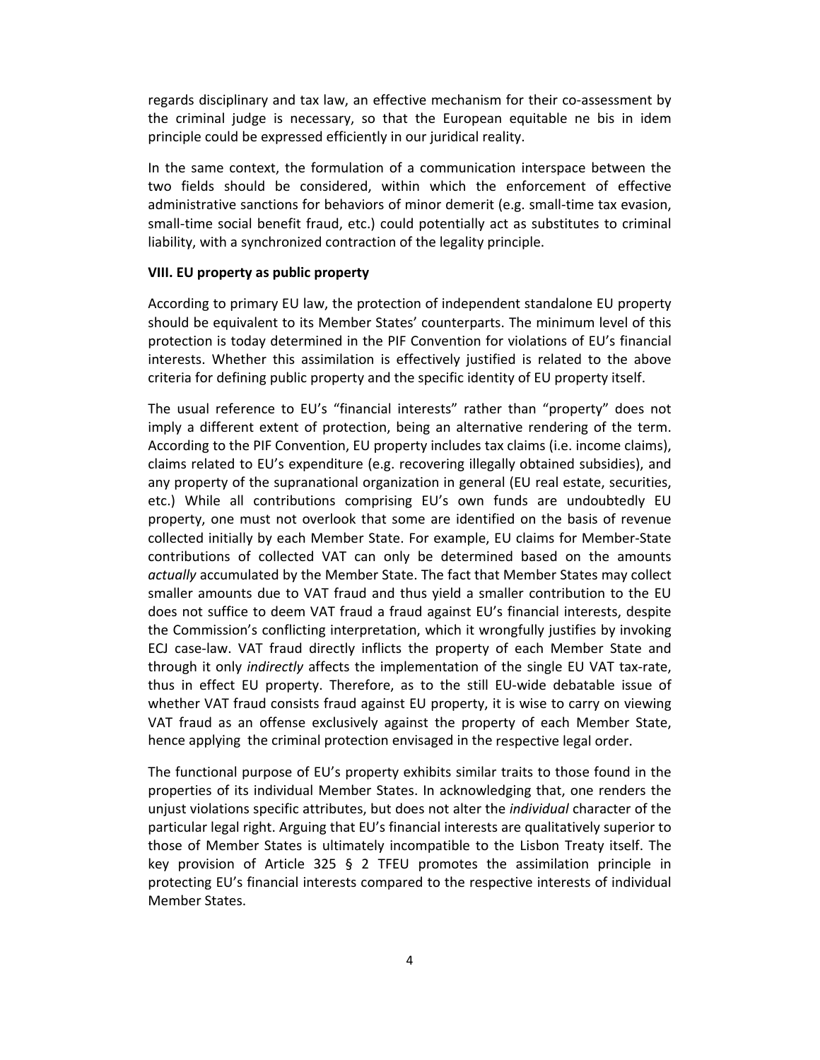regards disciplinary and tax law, an effective mechanism for their co-assessment by the criminal judge is necessary, so that the European equitable ne bis in idem principle could be expressed efficiently in our juridical reality.

In the same context, the formulation of a communication interspace between the two fields should be considered, within which the enforcement of effective administrative sanctions for behaviors of minor demerit (e.g. small-time tax evasion, small-time social benefit fraud, etc.) could potentially act as substitutes to criminal liability, with a synchronized contraction of the legality principle.

**VIII. EU property as public property**

According to primary EU law, the protection of independent standalone EU property should be equivalent to its Member States' counterparts. The minimum level of this protection is today determined in the PIF Convention for violations of EU's financial interests. Whether this assimilation is effectively justified is related to the above criteria for defining public property and the specific identity of EU property itself.

The usual reference to EU's "financial interests" rather than "property" does not imply a different extent of protection, being an alternative rendering of the term. According to the PIF Convention, EU property includes tax claims (i.e. income claims), claims related to EU's expenditure (e.g. recovering illegally obtained subsidies), and any property of the supranational organization in general (EU real estate, securities, etc.) While all contributions comprising EU's own funds are undoubtedly EU property, one must not overlook that some are identified on the basis of revenue collected initially by each Member State. For example, EU claims for Member-State contributions of collected VAT can only be determined based on the amounts *actually* accumulated by the Member State. The fact that Member States may collect smaller amounts due to VAT fraud and thus yield a smaller contribution to the EU does not suffice to deem VAT fraud a fraud against EU's financial interests, despite the Commission's conflicting interpretation, which it wrongfully justifies by invoking ECJ case-law. VAT fraud directly inflicts the property of each Member State and through it only *indirectly* affects the implementation of the single EU VAT tax-rate, thus in effect EU property. Therefore, as to the still EU-wide debatable issue of whether VAT fraud consists fraud against EU property, it is wise to carry on viewing VAT fraud as an offense exclusively against the property of each Member State, hence applying the criminal protection envisaged in the respective legal order.

The functional purpose of EU's property exhibits similar traits to those found in the properties of its individual Member States. In acknowledging that, one renders the unjust violations specific attributes, but does not alter the *individual* character of the particular legal right. Arguing that EU's financial interests are qualitatively superior to those of Member States is ultimately incompatible to the Lisbon Treaty itself. The key provision of Article 325 § 2 TFEU promotes the assimilation principle in protecting EU's financial interests compared to the respective interests of individual Member States.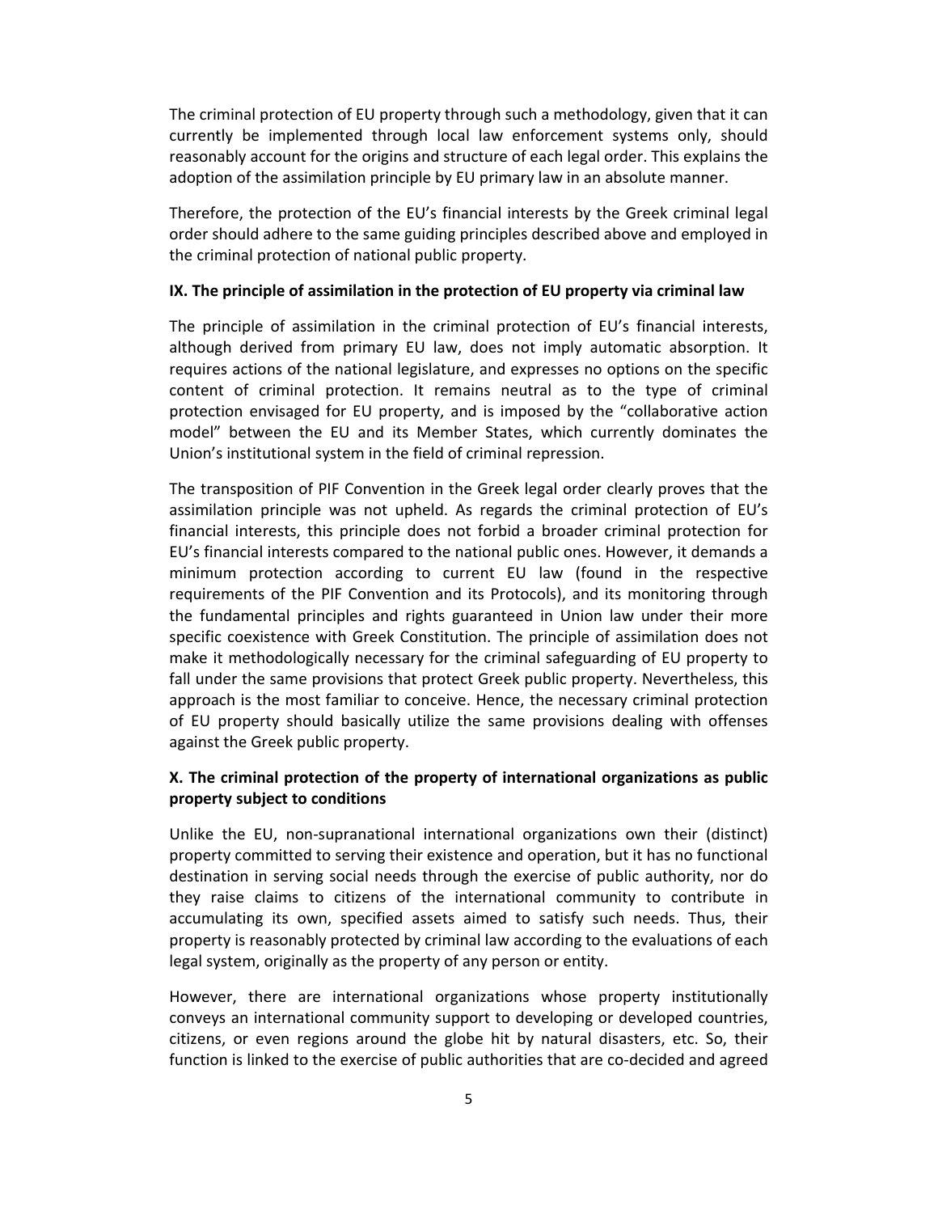The criminal protection of EU property through such a methodology, given that it can currently be implemented through local law enforcement systems only, should reasonably account for the origins and structure of each legal order. This explains the adoption of the assimilation principle by EU primary law in an absolute manner.

Therefore, the protection of the EU's financial interests by the Greek criminal legal order should adhere to the same guiding principles described above and employed in the criminal protection of national public property.

## IX. The principle of assimilation in the protection of EU property via criminal law

The principle of assimilation in the criminal protection of EU's financial interests, although derived from primary EU law, does not imply automatic absorption. It requires actions of the national legislature, and expresses no options on the specific content of criminal protection. It remains neutral as to the type of criminal protection envisaged for EU property, and is imposed by the "collaborative action model" between the EU and its Member States, which currently dominates the Union's institutional system in the field of criminal repression.

The transposition of PIF Convention in the Greek legal order clearly proves that the assimilation principle was not upheld. As regards the criminal protection of EU's financial interests, this principle does not forbid a broader criminal protection for EU's financial interests compared to the national public ones. However, it demands a minimum protection according to current EU law (found in the respective requirements of the PIF Convention and its Protocols), and its monitoring through the fundamental principles and rights guaranteed in Union law under their more specific coexistence with Greek Constitution. The principle of assimilation does not make it methodologically necessary for the criminal safeguarding of EU property to fall under the same provisions that protect Greek public property. Nevertheless, this approach is the most familiar to conceive. Hence, the necessary criminal protection of EU property should basically utilize the same provisions dealing with offenses against the Greek public property.

## X. The criminal protection of the property of international organizations as public property subject to conditions

Unlike the EU, non-supranational international organizations own their (distinct) property committed to serving their existence and operation, but it has no functional destination in serving social needs through the exercise of public authority, nor do they raise claims to citizens of the international community to contribute in accumulating its own, specified assets aimed to satisfy such needs. Thus, their property is reasonably protected by criminal law according to the evaluations of each legal system, originally as the property of any person or entity.

However, there are international organizations whose property institutionally conveys an international community support to developing or developed countries, citizens, or even regions around the globe hit by natural disasters, etc. So, their function is linked to the exercise of public authorities that are co-decided and agreed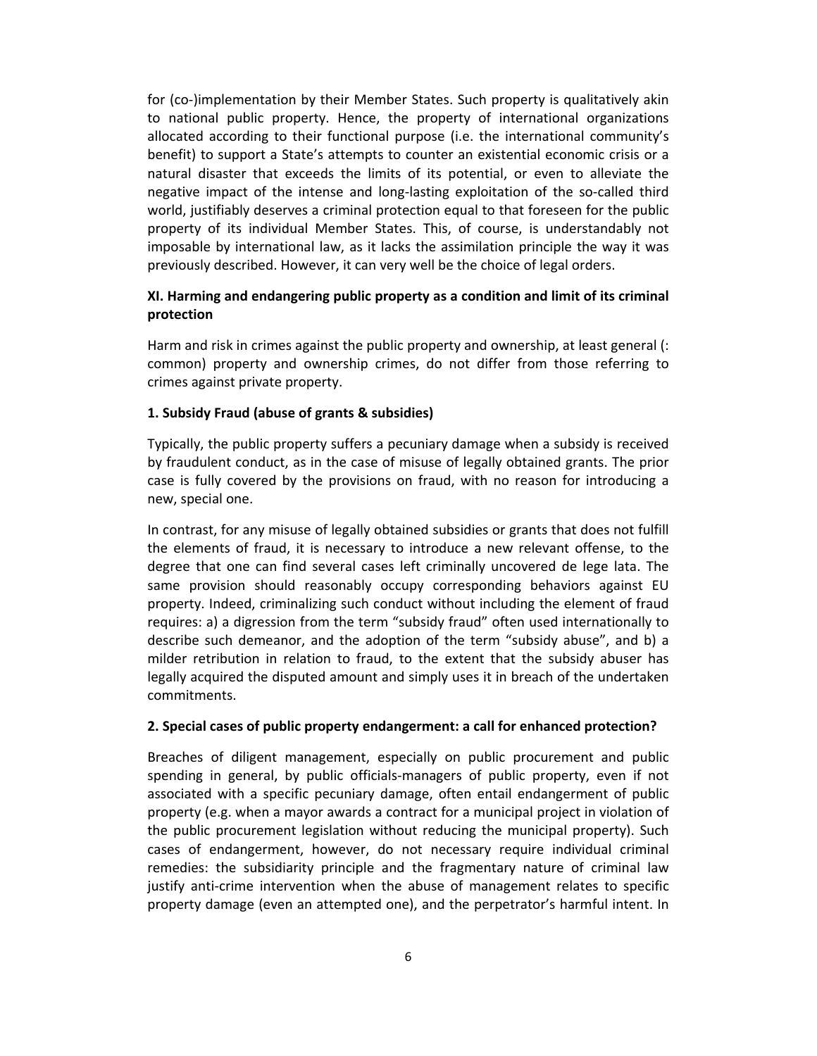for (co-)implementation by their Member States. Such property is qualitatively akin to national public property. Hence, the property of international organizations allocated according to their functional purpose (i.e. the international community's benefit) to support a State's attempts to counter an existential economic crisis or a natural disaster that exceeds the limits of its potential, or even to alleviate the negative impact of the intense and long-lasting exploitation of the so-called third world, justifiably deserves a criminal protection equal to that foreseen for the public property of its individual Member States. This, of course, is understandably not imposable by international law, as it lacks the assimilation principle the way it was previously described. However, it can very well be the choice of legal orders.

## XI. Harming and endangering public property as a condition and limit of its criminal protection

Harm and risk in crimes against the public property and ownership, at least general (: common) property and ownership crimes, do not differ from those referring to crimes against private property.

### 1. Subsidy Fraud (abuse of grants & subsidies)

Typically, the public property suffers a pecuniary damage when a subsidy is received by fraudulent conduct, as in the case of misuse of legally obtained grants. The prior case is fully covered by the provisions on fraud, with no reason for introducing a new, special one.

In contrast, for any misuse of legally obtained subsidies or grants that does not fulfill the elements of fraud, it is necessary to introduce a new relevant offense, to the degree that one can find several cases left criminally uncovered de lege lata. The same provision should reasonably occupy corresponding behaviors against EU property. Indeed, criminalizing such conduct without including the element of fraud requires: a) a digression from the term "subsidy fraud" often used internationally to describe such demeanor, and the adoption of the term "subsidy abuse", and b) a milder retribution in relation to fraud, to the extent that the subsidy abuser has legally acquired the disputed amount and simply uses it in breach of the undertaken commitments.

### 2. Special cases of public property endangerment: a call for enhanced protection?

Breaches of diligent management, especially on public procurement and public spending in general, by public officials-managers of public property, even if not associated with a specific pecuniary damage, often entail endangerment of public property (e.g. when a mayor awards a contract for a municipal project in violation of the public procurement legislation without reducing the municipal property). Such cases of endangerment, however, do not necessary require individual criminal remedies: the subsidiarity principle and the fragmentary nature of criminal law justify anti-crime intervention when the abuse of management relates to specific property damage (even an attempted one), and the perpetrator's harmful intent. In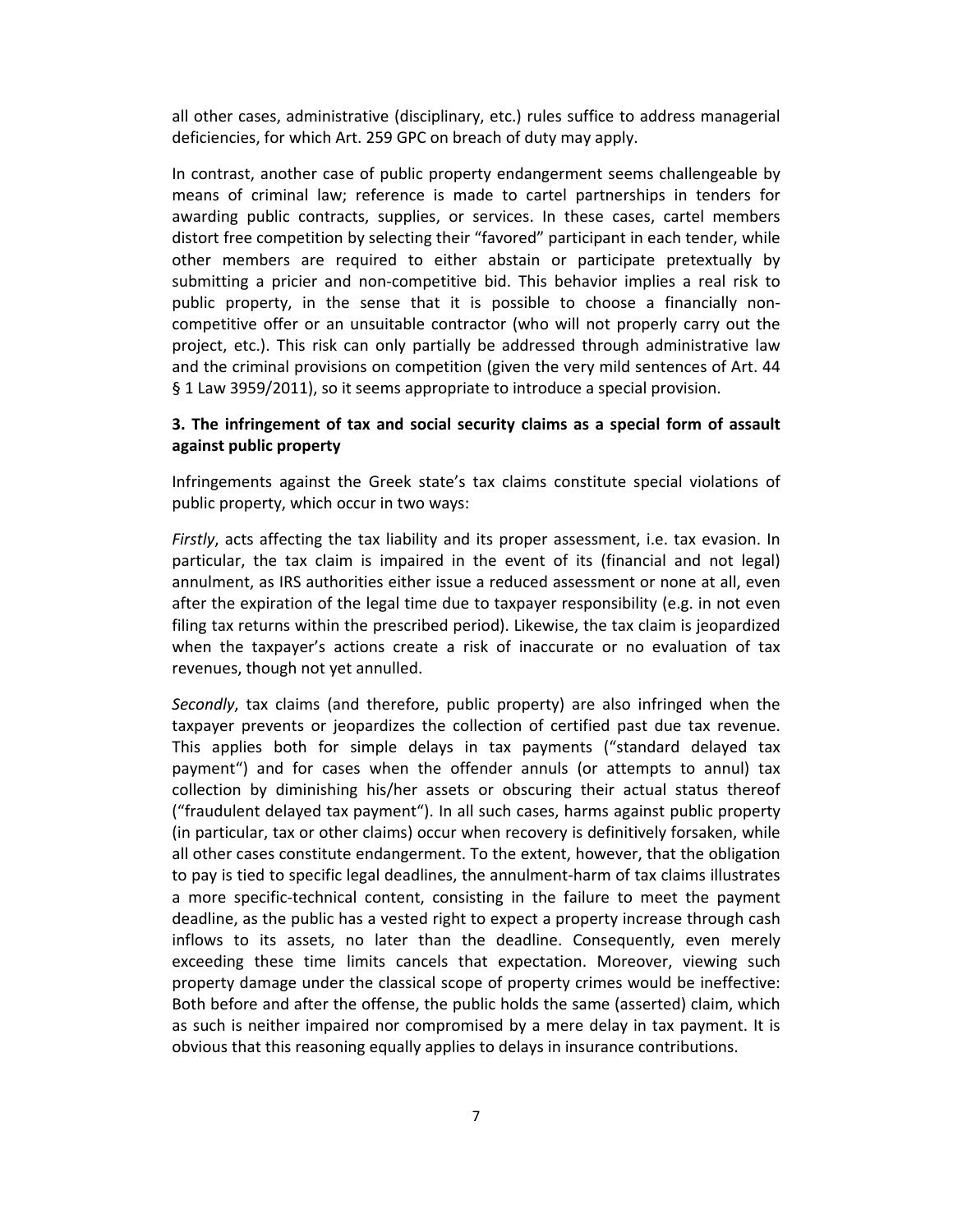all other cases, administrative (disciplinary, etc.) rules suffice to address managerial deficiencies, for which Art. 259 GPC on breach of duty may apply.

In contrast, another case of public property endangerment seems challengeable by means of criminal law; reference is made to cartel partnerships in tenders for awarding public contracts, supplies, or services. In these cases, cartel members distort free competition by selecting their "favored" participant in each tender, while other members are required to either abstain or participate pretextually by submitting a pricier and non-competitive bid. This behavior implies a real risk to public property, in the sense that it is possible to choose a financially non-competitive offer or an unsuitable contractor (who will not properly carry out the project, etc.). This risk can only partially be addressed through administrative law and the criminal provisions on competition (given the very mild sentences of Art. 44 § 1 Law 3959/2011), so it seems appropriate to introduce a special provision.

### 3. The infringement of tax and social security claims as a special form of assault against public property

Infringements against the Greek state's tax claims constitute special violations of public property, which occur in two ways:

*Firstly*, acts affecting the tax liability and its proper assessment, i.e. tax evasion. In particular, the tax claim is impaired in the event of its (financial and not legal) annulment, as IRS authorities either issue a reduced assessment or none at all, even after the expiration of the legal time due to taxpayer responsibility (e.g. in not even filing tax returns within the prescribed period). Likewise, the tax claim is jeopardized when the taxpayer's actions create a risk of inaccurate or no evaluation of tax revenues, though not yet annulled.

*Secondly*, tax claims (and therefore, public property) are also infringed when the taxpayer prevents or jeopardizes the collection of certified past due tax revenue. This applies both for simple delays in tax payments ("standard delayed tax payment") and for cases when the offender annuls (or attempts to annul) tax collection by diminishing his/her assets or obscuring their actual status thereof ("fraudulent delayed tax payment"). In all such cases, harms against public property (in particular, tax or other claims) occur when recovery is definitively forsaken, while all other cases constitute endangerment. To the extent, however, that the obligation to pay is tied to specific legal deadlines, the annulment-harm of tax claims illustrates a more specific-technical content, consisting in the failure to meet the payment deadline, as the public has a vested right to expect a property increase through cash inflows to its assets, no later than the deadline. Consequently, even merely exceeding these time limits cancels that expectation. Moreover, viewing such property damage under the classical scope of property crimes would be ineffective: Both before and after the offense, the public holds the same (asserted) claim, which as such is neither impaired nor compromised by a mere delay in tax payment. It is obvious that this reasoning equally applies to delays in insurance contributions.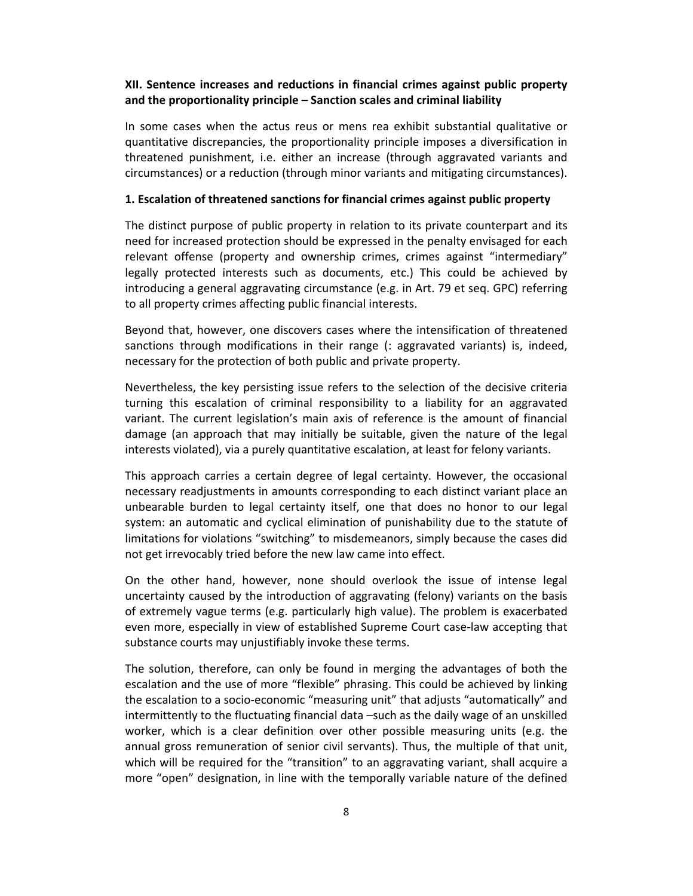**XII. Sentence increases and reductions in financial crimes against public property and the proportionality principle – Sanction scales and criminal liability**

In some cases when the actus reus or mens rea exhibit substantial qualitative or quantitative discrepancies, the proportionality principle imposes a diversification in threatened punishment, i.e. either an increase (through aggravated variants and circumstances) or a reduction (through minor variants and mitigating circumstances).

**1. Escalation of threatened sanctions for financial crimes against public property**

The distinct purpose of public property in relation to its private counterpart and its need for increased protection should be expressed in the penalty envisaged for each relevant offense (property and ownership crimes, crimes against "intermediary" legally protected interests such as documents, etc.) This could be achieved by introducing a general aggravating circumstance (e.g. in Art. 79 et seq. GPC) referring to all property crimes affecting public financial interests.

Beyond that, however, one discovers cases where the intensification of threatened sanctions through modifications in their range (: aggravated variants) is, indeed, necessary for the protection of both public and private property.

Nevertheless, the key persisting issue refers to the selection of the decisive criteria turning this escalation of criminal responsibility to a liability for an aggravated variant. The current legislation's main axis of reference is the amount of financial damage (an approach that may initially be suitable, given the nature of the legal interests violated), via a purely quantitative escalation, at least for felony variants.

This approach carries a certain degree of legal certainty. However, the occasional necessary readjustments in amounts corresponding to each distinct variant place an unbearable burden to legal certainty itself, one that does no honor to our legal system: an automatic and cyclical elimination of punishability due to the statute of limitations for violations "switching" to misdemeanors, simply because the cases did not get irrevocably tried before the new law came into effect.

On the other hand, however, none should overlook the issue of intense legal uncertainty caused by the introduction of aggravating (felony) variants on the basis of extremely vague terms (e.g. particularly high value). The problem is exacerbated even more, especially in view of established Supreme Court case-law accepting that substance courts may unjustifiably invoke these terms.

The solution, therefore, can only be found in merging the advantages of both the escalation and the use of more "flexible" phrasing. This could be achieved by linking the escalation to a socio-economic "measuring unit" that adjusts "automatically" and intermittently to the fluctuating financial data –such as the daily wage of an unskilled worker, which is a clear definition over other possible measuring units (e.g. the annual gross remuneration of senior civil servants). Thus, the multiple of that unit, which will be required for the "transition" to an aggravating variant, shall acquire a more "open" designation, in line with the temporally variable nature of the defined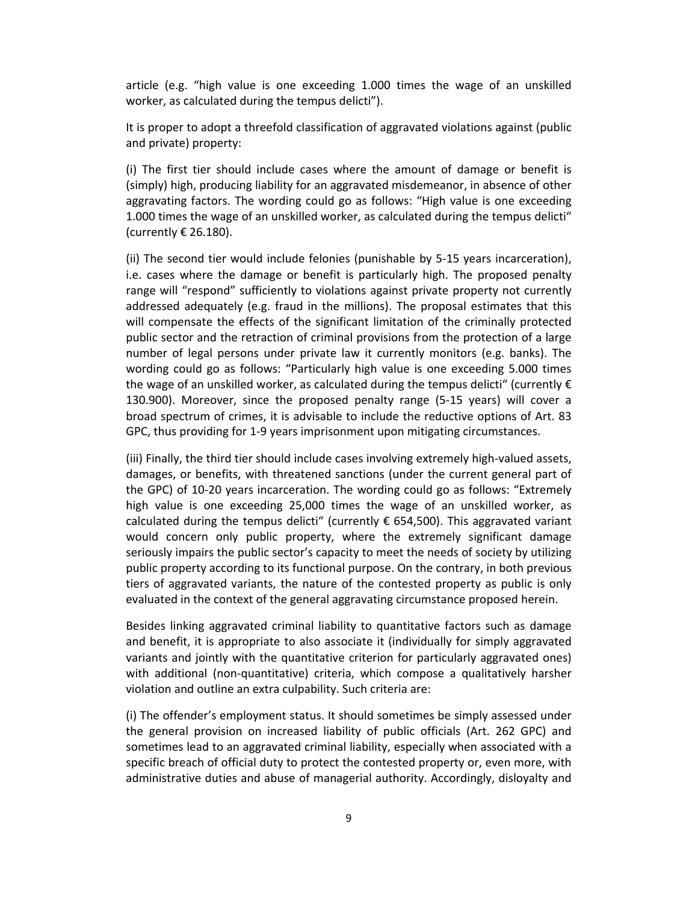article (e.g. "high value is one exceeding 1.000 times the wage of an unskilled worker, as calculated during the tempus delicti").

It is proper to adopt a threefold classification of aggravated violations against (public and private) property:

(i) The first tier should include cases where the amount of damage or benefit is (simply) high, producing liability for an aggravated misdemeanor, in absence of other aggravating factors. The wording could go as follows: "High value is one exceeding 1.000 times the wage of an unskilled worker, as calculated during the tempus delicti" (currently € 26.180).

(ii) The second tier would include felonies (punishable by 5-15 years incarceration), i.e. cases where the damage or benefit is particularly high. The proposed penalty range will "respond" sufficiently to violations against private property not currently addressed adequately (e.g. fraud in the millions). The proposal estimates that this will compensate the effects of the significant limitation of the criminally protected public sector and the retraction of criminal provisions from the protection of a large number of legal persons under private law it currently monitors (e.g. banks). The wording could go as follows: "Particularly high value is one exceeding 5.000 times the wage of an unskilled worker, as calculated during the tempus delicti" (currently € 130.900). Moreover, since the proposed penalty range (5-15 years) will cover a broad spectrum of crimes, it is advisable to include the reductive options of Art. 83 GPC, thus providing for 1-9 years imprisonment upon mitigating circumstances.

(iii) Finally, the third tier should include cases involving extremely high-valued assets, damages, or benefits, with threatened sanctions (under the current general part of the GPC) of 10-20 years incarceration. The wording could go as follows: "Extremely high value is one exceeding 25,000 times the wage of an unskilled worker, as calculated during the tempus delicti" (currently € 654,500). This aggravated variant would concern only public property, where the extremely significant damage seriously impairs the public sector's capacity to meet the needs of society by utilizing public property according to its functional purpose. On the contrary, in both previous tiers of aggravated variants, the nature of the contested property as public is only evaluated in the context of the general aggravating circumstance proposed herein.

Besides linking aggravated criminal liability to quantitative factors such as damage and benefit, it is appropriate to also associate it (individually for simply aggravated variants and jointly with the quantitative criterion for particularly aggravated ones) with additional (non-quantitative) criteria, which compose a qualitatively harsher violation and outline an extra culpability. Such criteria are:

(i) The offender's employment status. It should sometimes be simply assessed under the general provision on increased liability of public officials (Art. 262 GPC) and sometimes lead to an aggravated criminal liability, especially when associated with a specific breach of official duty to protect the contested property or, even more, with administrative duties and abuse of managerial authority. Accordingly, disloyalty and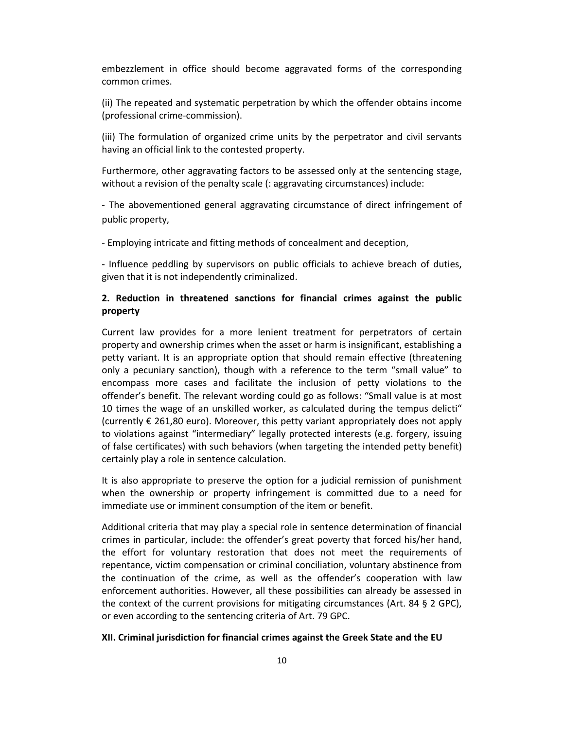embezzlement in office should become aggravated forms of the corresponding common crimes.

(ii) The repeated and systematic perpetration by which the offender obtains income (professional crime-commission).

(iii) The formulation of organized crime units by the perpetrator and civil servants having an official link to the contested property.

Furthermore, other aggravating factors to be assessed only at the sentencing stage, without a revision of the penalty scale (: aggravating circumstances) include:

- The abovementioned general aggravating circumstance of direct infringement of public property,

- Employing intricate and fitting methods of concealment and deception,

- Influence peddling by supervisors on public officials to achieve breach of duties, given that it is not independently criminalized.

**2. Reduction in threatened sanctions for financial crimes against the public property**

Current law provides for a more lenient treatment for perpetrators of certain property and ownership crimes when the asset or harm is insignificant, establishing a petty variant. It is an appropriate option that should remain effective (threatening only a pecuniary sanction), though with a reference to the term "small value" to encompass more cases and facilitate the inclusion of petty violations to the offender's benefit. The relevant wording could go as follows: "Small value is at most 10 times the wage of an unskilled worker, as calculated during the tempus delicti" (currently € 261,80 euro). Moreover, this petty variant appropriately does not apply to violations against "intermediary" legally protected interests (e.g. forgery, issuing of false certificates) with such behaviors (when targeting the intended petty benefit) certainly play a role in sentence calculation.

It is also appropriate to preserve the option for a judicial remission of punishment when the ownership or property infringement is committed due to a need for immediate use or imminent consumption of the item or benefit.

Additional criteria that may play a special role in sentence determination of financial crimes in particular, include: the offender's great poverty that forced his/her hand, the effort for voluntary restoration that does not meet the requirements of repentance, victim compensation or criminal conciliation, voluntary abstinence from the continuation of the crime, as well as the offender's cooperation with law enforcement authorities. However, all these possibilities can already be assessed in the context of the current provisions for mitigating circumstances (Art. 84 § 2 GPC), or even according to the sentencing criteria of Art. 79 GPC.

**XII. Criminal jurisdiction for financial crimes against the Greek State and the EU**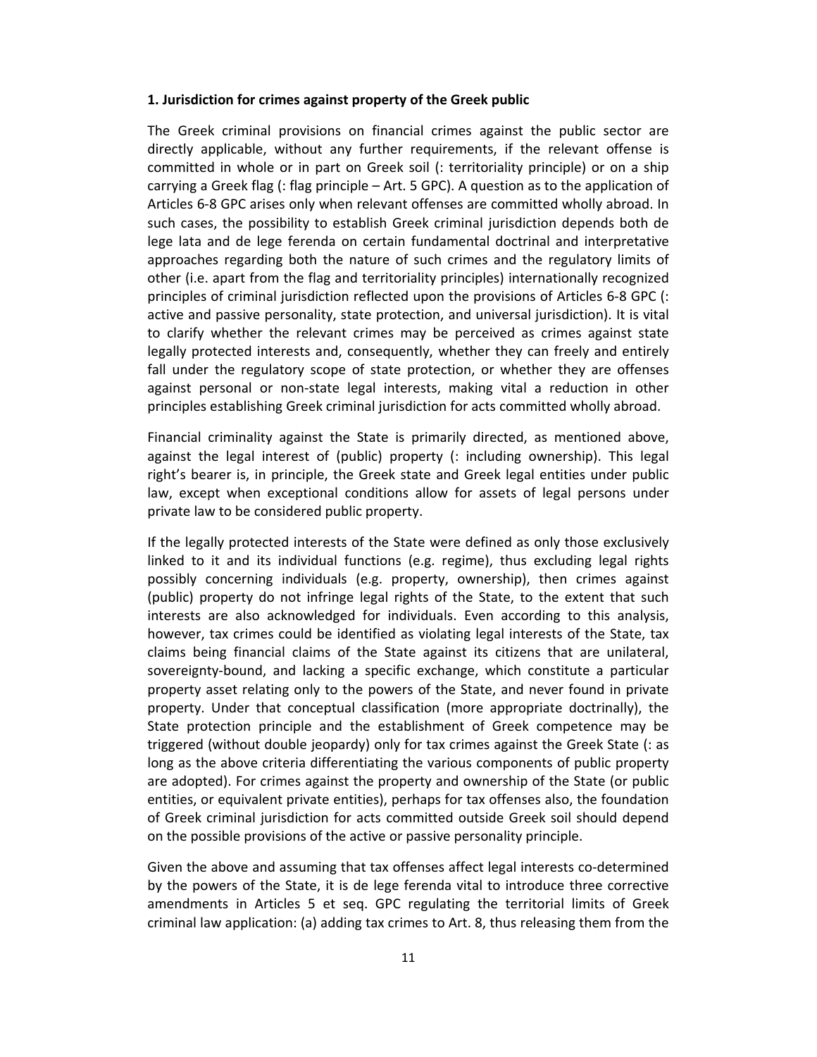**1. Jurisdiction for crimes against property of the Greek public**

The Greek criminal provisions on financial crimes against the public sector are directly applicable, without any further requirements, if the relevant offense is committed in whole or in part on Greek soil (: territoriality principle) or on a ship carrying a Greek flag (: flag principle – Art. 5 GPC). A question as to the application of Articles 6-8 GPC arises only when relevant offenses are committed wholly abroad. In such cases, the possibility to establish Greek criminal jurisdiction depends both de lege lata and de lege ferenda on certain fundamental doctrinal and interpretative approaches regarding both the nature of such crimes and the regulatory limits of other (i.e. apart from the flag and territoriality principles) internationally recognized principles of criminal jurisdiction reflected upon the provisions of Articles 6-8 GPC (: active and passive personality, state protection, and universal jurisdiction). It is vital to clarify whether the relevant crimes may be perceived as crimes against state legally protected interests and, consequently, whether they can freely and entirely fall under the regulatory scope of state protection, or whether they are offenses against personal or non-state legal interests, making vital a reduction in other principles establishing Greek criminal jurisdiction for acts committed wholly abroad.

Financial criminality against the State is primarily directed, as mentioned above, against the legal interest of (public) property (: including ownership). This legal right's bearer is, in principle, the Greek state and Greek legal entities under public law, except when exceptional conditions allow for assets of legal persons under private law to be considered public property.

If the legally protected interests of the State were defined as only those exclusively linked to it and its individual functions (e.g. regime), thus excluding legal rights possibly concerning individuals (e.g. property, ownership), then crimes against (public) property do not infringe legal rights of the State, to the extent that such interests are also acknowledged for individuals. Even according to this analysis, however, tax crimes could be identified as violating legal interests of the State, tax claims being financial claims of the State against its citizens that are unilateral, sovereignty-bound, and lacking a specific exchange, which constitute a particular property asset relating only to the powers of the State, and never found in private property. Under that conceptual classification (more appropriate doctrinally), the State protection principle and the establishment of Greek competence may be triggered (without double jeopardy) only for tax crimes against the Greek State (: as long as the above criteria differentiating the various components of public property are adopted). For crimes against the property and ownership of the State (or public entities, or equivalent private entities), perhaps for tax offenses also, the foundation of Greek criminal jurisdiction for acts committed outside Greek soil should depend on the possible provisions of the active or passive personality principle.

Given the above and assuming that tax offenses affect legal interests co-determined by the powers of the State, it is de lege ferenda vital to introduce three corrective amendments in Articles 5 et seq. GPC regulating the territorial limits of Greek criminal law application: (a) adding tax crimes to Art. 8, thus releasing them from the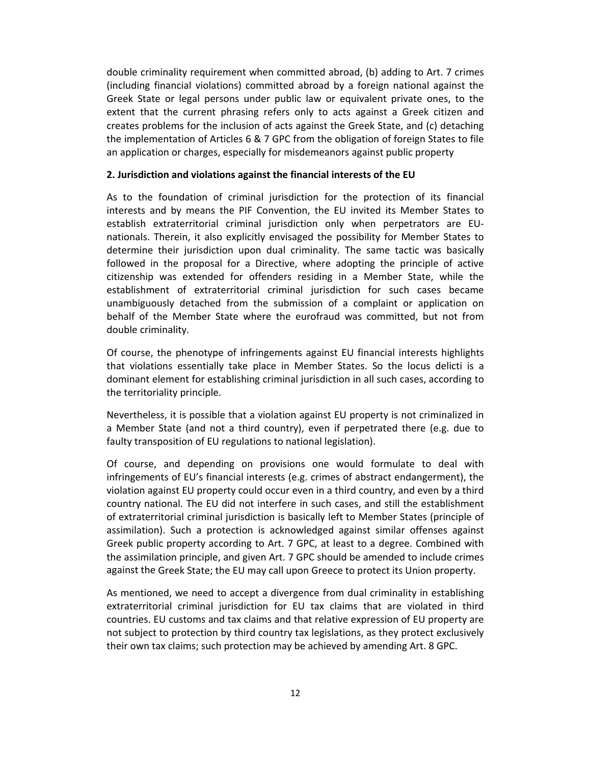double criminality requirement when committed abroad, (b) adding to Art. 7 crimes (including financial violations) committed abroad by a foreign national against the Greek State or legal persons under public law or equivalent private ones, to the extent that the current phrasing refers only to acts against a Greek citizen and creates problems for the inclusion of acts against the Greek State, and (c) detaching the implementation of Articles 6 & 7 GPC from the obligation of foreign States to file an application or charges, especially for misdemeanors against public property

**2. Jurisdiction and violations against the financial interests of the EU**

As to the foundation of criminal jurisdiction for the protection of its financial interests and by means the PIF Convention, the EU invited its Member States to establish extraterritorial criminal jurisdiction only when perpetrators are EU-nationals. Therein, it also explicitly envisaged the possibility for Member States to determine their jurisdiction upon dual criminality. The same tactic was basically followed in the proposal for a Directive, where adopting the principle of active citizenship was extended for offenders residing in a Member State, while the establishment of extraterritorial criminal jurisdiction for such cases became unambiguously detached from the submission of a complaint or application on behalf of the Member State where the eurofraud was committed, but not from double criminality.

Of course, the phenotype of infringements against EU financial interests highlights that violations essentially take place in Member States. So the locus delicti is a dominant element for establishing criminal jurisdiction in all such cases, according to the territoriality principle.

Nevertheless, it is possible that a violation against EU property is not criminalized in a Member State (and not a third country), even if perpetrated there (e.g. due to faulty transposition of EU regulations to national legislation).

Of course, and depending on provisions one would formulate to deal with infringements of EU's financial interests (e.g. crimes of abstract endangerment), the violation against EU property could occur even in a third country, and even by a third country national. The EU did not interfere in such cases, and still the establishment of extraterritorial criminal jurisdiction is basically left to Member States (principle of assimilation). Such a protection is acknowledged against similar offenses against Greek public property according to Art. 7 GPC, at least to a degree. Combined with the assimilation principle, and given Art. 7 GPC should be amended to include crimes against the Greek State; the EU may call upon Greece to protect its Union property.

As mentioned, we need to accept a divergence from dual criminality in establishing extraterritorial criminal jurisdiction for EU tax claims that are violated in third countries. EU customs and tax claims and that relative expression of EU property are not subject to protection by third country tax legislations, as they protect exclusively their own tax claims; such protection may be achieved by amending Art. 8 GPC.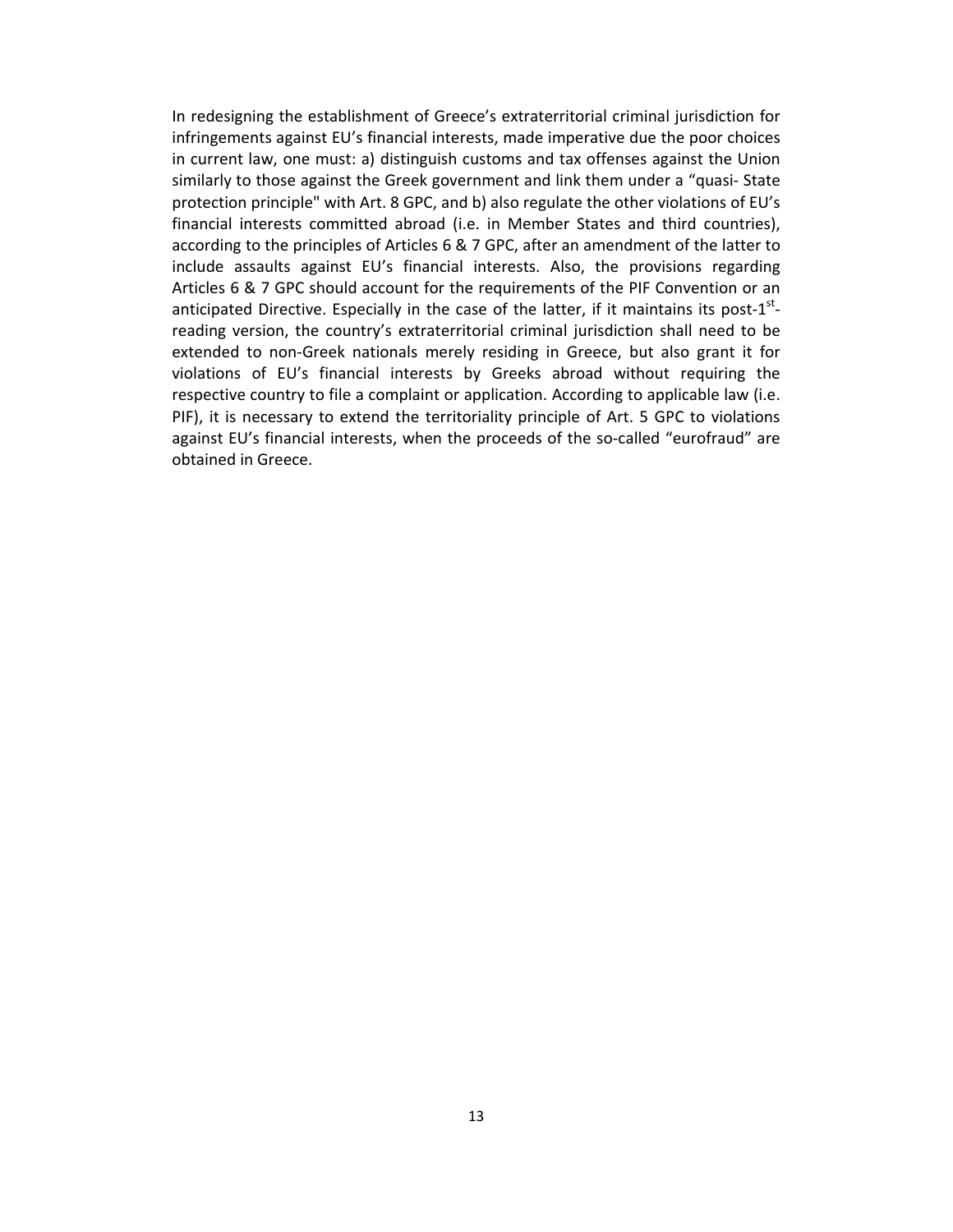In redesigning the establishment of Greece's extraterritorial criminal jurisdiction for infringements against EU's financial interests, made imperative due the poor choices in current law, one must: a) distinguish customs and tax offenses against the Union similarly to those against the Greek government and link them under a "quasi- State protection principle" with Art. 8 GPC, and b) also regulate the other violations of EU's financial interests committed abroad (i.e. in Member States and third countries), according to the principles of Articles 6 & 7 GPC, after an amendment of the latter to include assaults against EU's financial interests. Also, the provisions regarding Articles 6 & 7 GPC should account for the requirements of the PIF Convention or an anticipated Directive. Especially in the case of the latter, if it maintains its post-1st-reading version, the country's extraterritorial criminal jurisdiction shall need to be extended to non-Greek nationals merely residing in Greece, but also grant it for violations of EU's financial interests by Greeks abroad without requiring the respective country to file a complaint or application. According to applicable law (i.e. PIF), it is necessary to extend the territoriality principle of Art. 5 GPC to violations against EU's financial interests, when the proceeds of the so-called "eurofraud" are obtained in Greece.